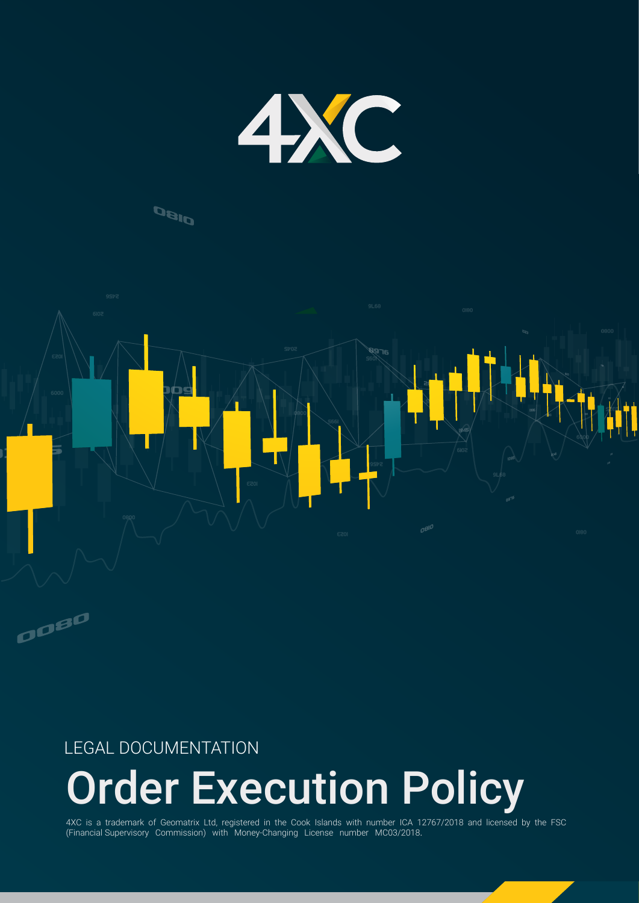LEGAL DOCUMENTATION

# Order Execution Policy

4XC is a trademark of Geomatrix Ltd, registered in the Cook Islands with number ICA 12767/2018 and licensed by the FSC (Financial Supervisory Commission) with Money-Changing License number MC03/2018.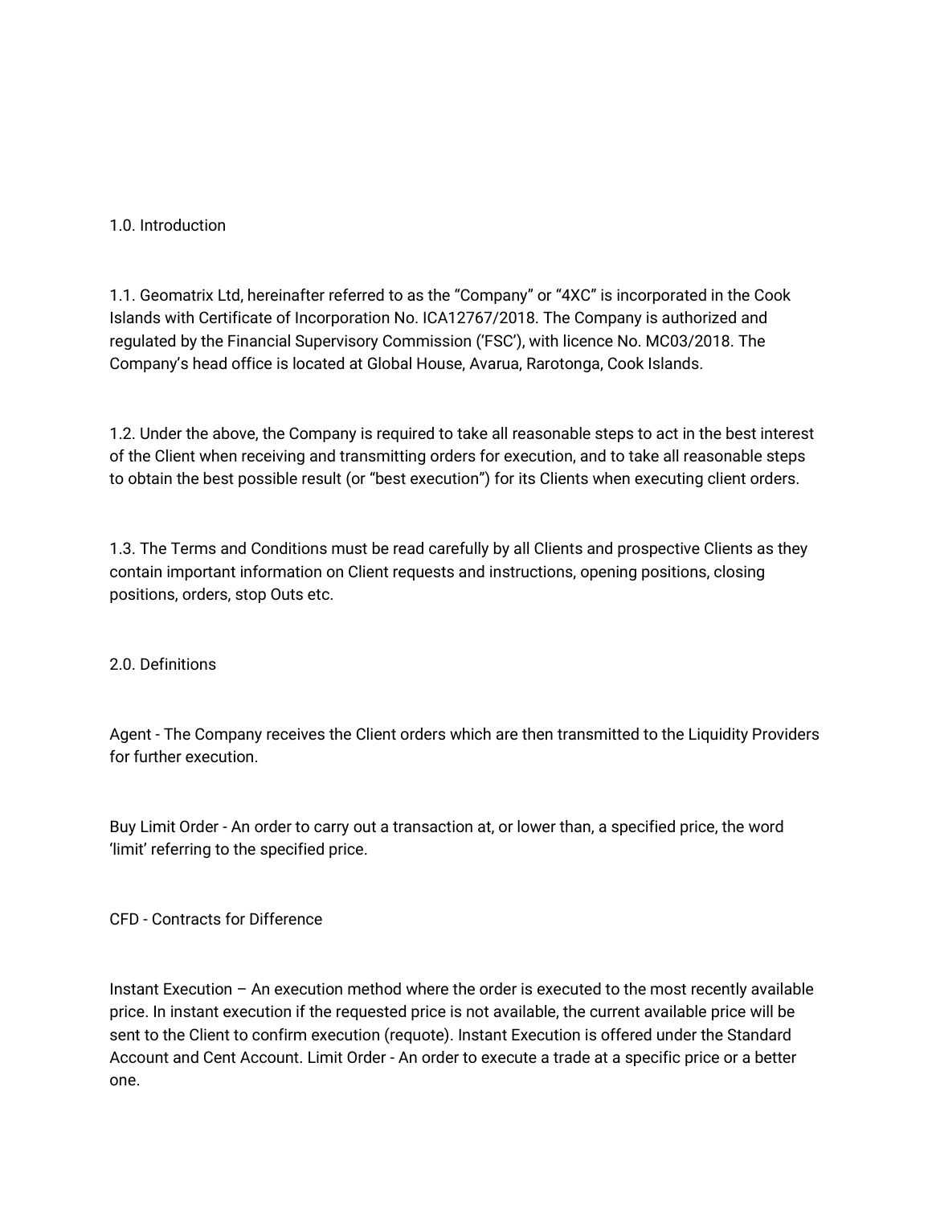## 1.0. Introduction

1.1. Geomatrix Ltd, hereinafter referred to as the “Company” or “4XC” is incorporated in the Cook Islands with Certificate of Incorporation No. ICA12767/2018. The Company is authorized and regulated by the Financial Supervisory Commission (‘FSC’), with licence No. MC03/2018. The Company’s head office is located at Global House, Avarua, Rarotonga, Cook Islands.

1.2. Under the above, the Company is required to take all reasonable steps to act in the best interest of the Client when receiving and transmitting orders for execution, and to take all reasonable steps to obtain the best possible result (or “best execution”) for its Clients when executing client orders.

1.3. The Terms and Conditions must be read carefully by all Clients and prospective Clients as they contain important information on Client requests and instructions, opening positions, closing positions, orders, stop Outs etc.

## 2.0. Definitions

Agent - The Company receives the Client orders which are then transmitted to the Liquidity Providers for further execution.

Buy Limit Order - An order to carry out a transaction at, or lower than, a specified price, the word ‘limit’ referring to the specified price.

CFD - Contracts for Difference

Instant Execution – An execution method where the order is executed to the most recently available price. In instant execution if the requested price is not available, the current available price will be sent to the Client to confirm execution (requote). Instant Execution is offered under the Standard Account and Cent Account. Limit Order - An order to execute a trade at a specific price or a better one.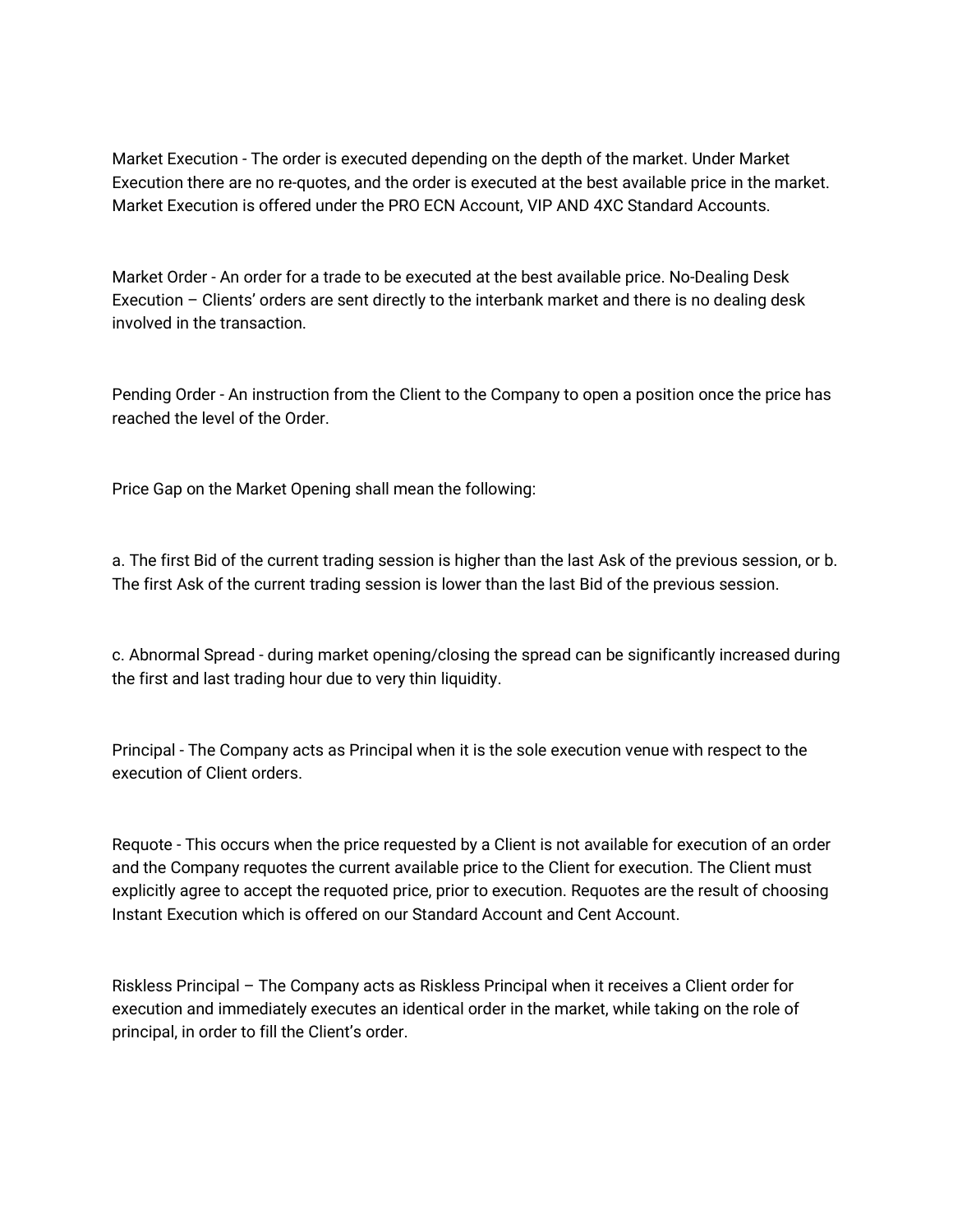Market Execution - The order is executed depending on the depth of the market. Under Market Execution there are no re-quotes, and the order is executed at the best available price in the market. Market Execution is offered under the PRO ECN Account, VIP AND 4XC Standard Accounts.

Market Order - An order for a trade to be executed at the best available price. No-Dealing Desk Execution – Clients' orders are sent directly to the interbank market and there is no dealing desk involved in the transaction.

Pending Order - An instruction from the Client to the Company to open a position once the price has reached the level of the Order.

Price Gap on the Market Opening shall mean the following:

a. The first Bid of the current trading session is higher than the last Ask of the previous session, or b. The first Ask of the current trading session is lower than the last Bid of the previous session.

c. Abnormal Spread - during market opening/closing the spread can be significantly increased during the first and last trading hour due to very thin liquidity.

Principal - The Company acts as Principal when it is the sole execution venue with respect to the execution of Client orders.

Requote - This occurs when the price requested by a Client is not available for execution of an order and the Company requotes the current available price to the Client for execution. The Client must explicitly agree to accept the requoted price, prior to execution. Requotes are the result of choosing Instant Execution which is offered on our Standard Account and Cent Account.

Riskless Principal – The Company acts as Riskless Principal when it receives a Client order for execution and immediately executes an identical order in the market, while taking on the role of principal, in order to fill the Client's order.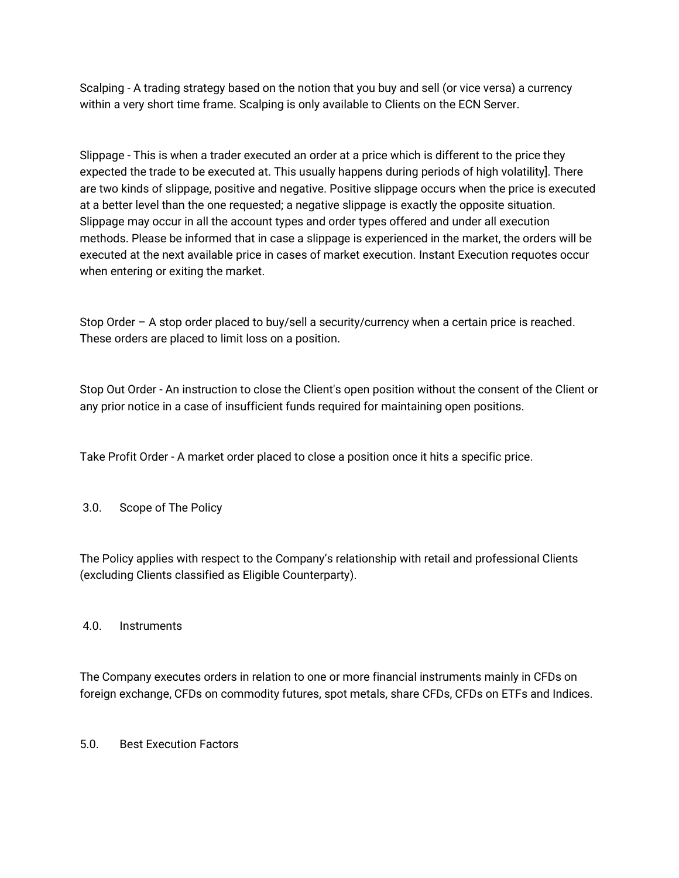Scalping - A trading strategy based on the notion that you buy and sell (or vice versa) a currency within a very short time frame. Scalping is only available to Clients on the ECN Server.

Slippage - This is when a trader executed an order at a price which is different to the price they expected the trade to be executed at. This usually happens during periods of high volatility]. There are two kinds of slippage, positive and negative. Positive slippage occurs when the price is executed at a better level than the one requested; a negative slippage is exactly the opposite situation. Slippage may occur in all the account types and order types offered and under all execution methods. Please be informed that in case a slippage is experienced in the market, the orders will be executed at the next available price in cases of market execution. Instant Execution requotes occur when entering or exiting the market.

Stop Order – A stop order placed to buy/sell a security/currency when a certain price is reached. These orders are placed to limit loss on a position.

Stop Out Order - An instruction to close the Client's open position without the consent of the Client or any prior notice in a case of insufficient funds required for maintaining open positions.

Take Profit Order - A market order placed to close a position once it hits a specific price.

## 3.0. Scope of The Policy

The Policy applies with respect to the Company's relationship with retail and professional Clients (excluding Clients classified as Eligible Counterparty).

## 4.0. Instruments

The Company executes orders in relation to one or more financial instruments mainly in CFDs on foreign exchange, CFDs on commodity futures, spot metals, share CFDs, CFDs on ETFs and Indices.

## 5.0. Best Execution Factors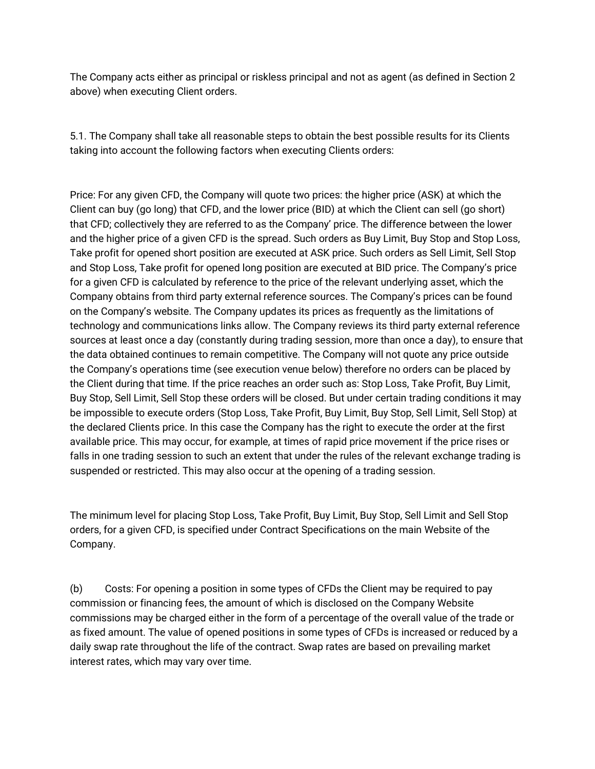The Company acts either as principal or riskless principal and not as agent (as defined in Section 2 above) when executing Client orders.

5.1. The Company shall take all reasonable steps to obtain the best possible results for its Clients taking into account the following factors when executing Clients orders:

Price: For any given CFD, the Company will quote two prices: the higher price (ASK) at which the Client can buy (go long) that CFD, and the lower price (BID) at which the Client can sell (go short) that CFD; collectively they are referred to as the Company' price. The difference between the lower and the higher price of a given CFD is the spread. Such orders as Buy Limit, Buy Stop and Stop Loss, Take profit for opened short position are executed at ASK price. Such orders as Sell Limit, Sell Stop and Stop Loss, Take profit for opened long position are executed at BID price. The Company's price for a given CFD is calculated by reference to the price of the relevant underlying asset, which the Company obtains from third party external reference sources. The Company's prices can be found on the Company's website. The Company updates its prices as frequently as the limitations of technology and communications links allow. The Company reviews its third party external reference sources at least once a day (constantly during trading session, more than once a day), to ensure that the data obtained continues to remain competitive. The Company will not quote any price outside the Company's operations time (see execution venue below) therefore no orders can be placed by the Client during that time. If the price reaches an order such as: Stop Loss, Take Profit, Buy Limit, Buy Stop, Sell Limit, Sell Stop these orders will be closed. But under certain trading conditions it may be impossible to execute orders (Stop Loss, Take Profit, Buy Limit, Buy Stop, Sell Limit, Sell Stop) at the declared Clients price. In this case the Company has the right to execute the order at the first available price. This may occur, for example, at times of rapid price movement if the price rises or falls in one trading session to such an extent that under the rules of the relevant exchange trading is suspended or restricted. This may also occur at the opening of a trading session.

The minimum level for placing Stop Loss, Take Profit, Buy Limit, Buy Stop, Sell Limit and Sell Stop orders, for a given CFD, is specified under Contract Specifications on the main Website of the Company.

(b) Costs: For opening a position in some types of CFDs the Client may be required to pay commission or financing fees, the amount of which is disclosed on the Company Website commissions may be charged either in the form of a percentage of the overall value of the trade or as fixed amount. The value of opened positions in some types of CFDs is increased or reduced by a daily swap rate throughout the life of the contract. Swap rates are based on prevailing market interest rates, which may vary over time.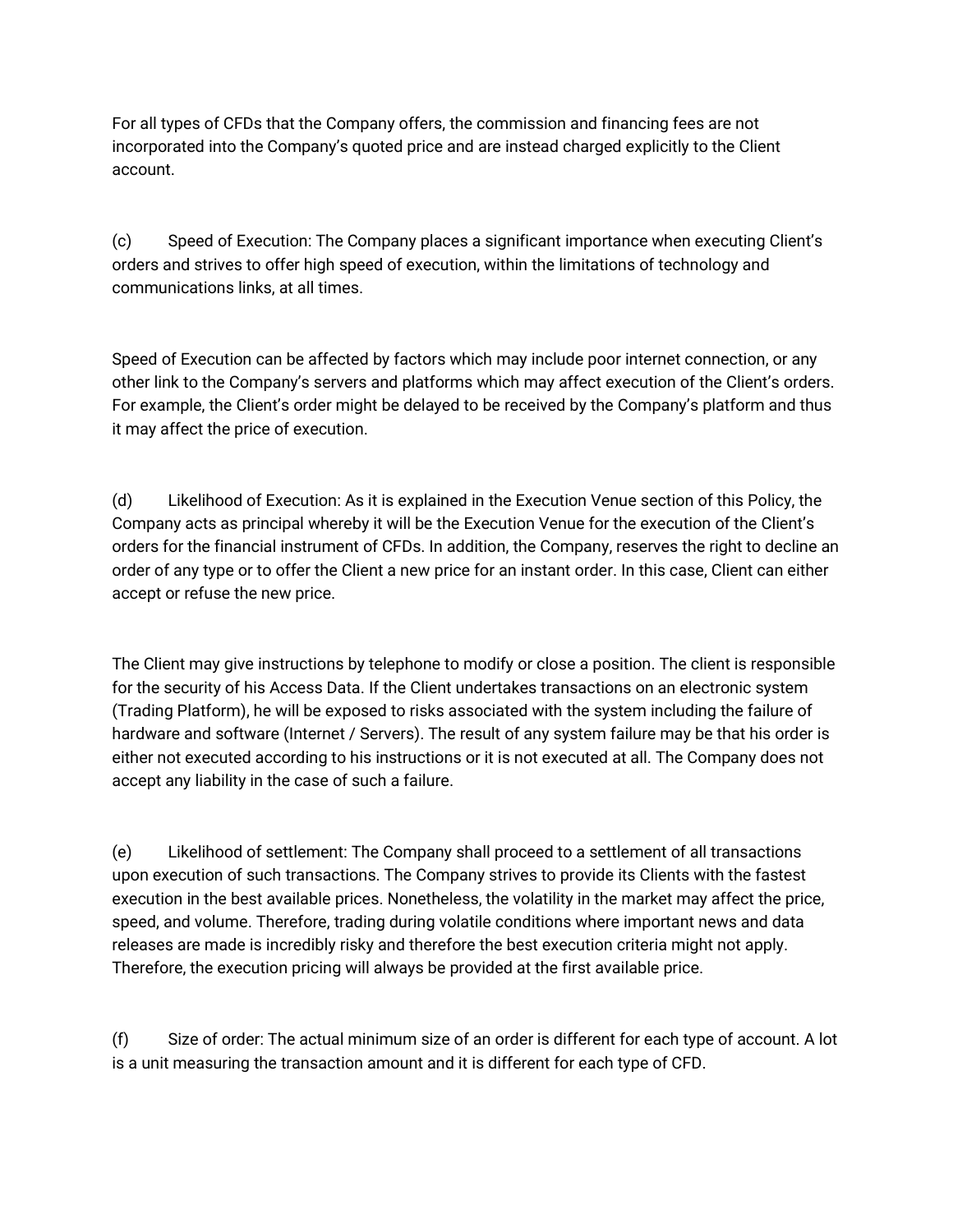For all types of CFDs that the Company offers, the commission and financing fees are not incorporated into the Company's quoted price and are instead charged explicitly to the Client account.

(c) Speed of Execution: The Company places a significant importance when executing Client's orders and strives to offer high speed of execution, within the limitations of technology and communications links, at all times.

Speed of Execution can be affected by factors which may include poor internet connection, or any other link to the Company's servers and platforms which may affect execution of the Client's orders. For example, the Client's order might be delayed to be received by the Company's platform and thus it may affect the price of execution.

(d) Likelihood of Execution: As it is explained in the Execution Venue section of this Policy, the Company acts as principal whereby it will be the Execution Venue for the execution of the Client's orders for the financial instrument of CFDs. In addition, the Company, reserves the right to decline an order of any type or to offer the Client a new price for an instant order. In this case, Client can either accept or refuse the new price.

The Client may give instructions by telephone to modify or close a position. The client is responsible for the security of his Access Data. If the Client undertakes transactions on an electronic system (Trading Platform), he will be exposed to risks associated with the system including the failure of hardware and software (Internet / Servers). The result of any system failure may be that his order is either not executed according to his instructions or it is not executed at all. The Company does not accept any liability in the case of such a failure.

(e) Likelihood of settlement: The Company shall proceed to a settlement of all transactions upon execution of such transactions. The Company strives to provide its Clients with the fastest execution in the best available prices. Nonetheless, the volatility in the market may affect the price, speed, and volume. Therefore, trading during volatile conditions where important news and data releases are made is incredibly risky and therefore the best execution criteria might not apply. Therefore, the execution pricing will always be provided at the first available price.

(f) Size of order: The actual minimum size of an order is different for each type of account. A lot is a unit measuring the transaction amount and it is different for each type of CFD.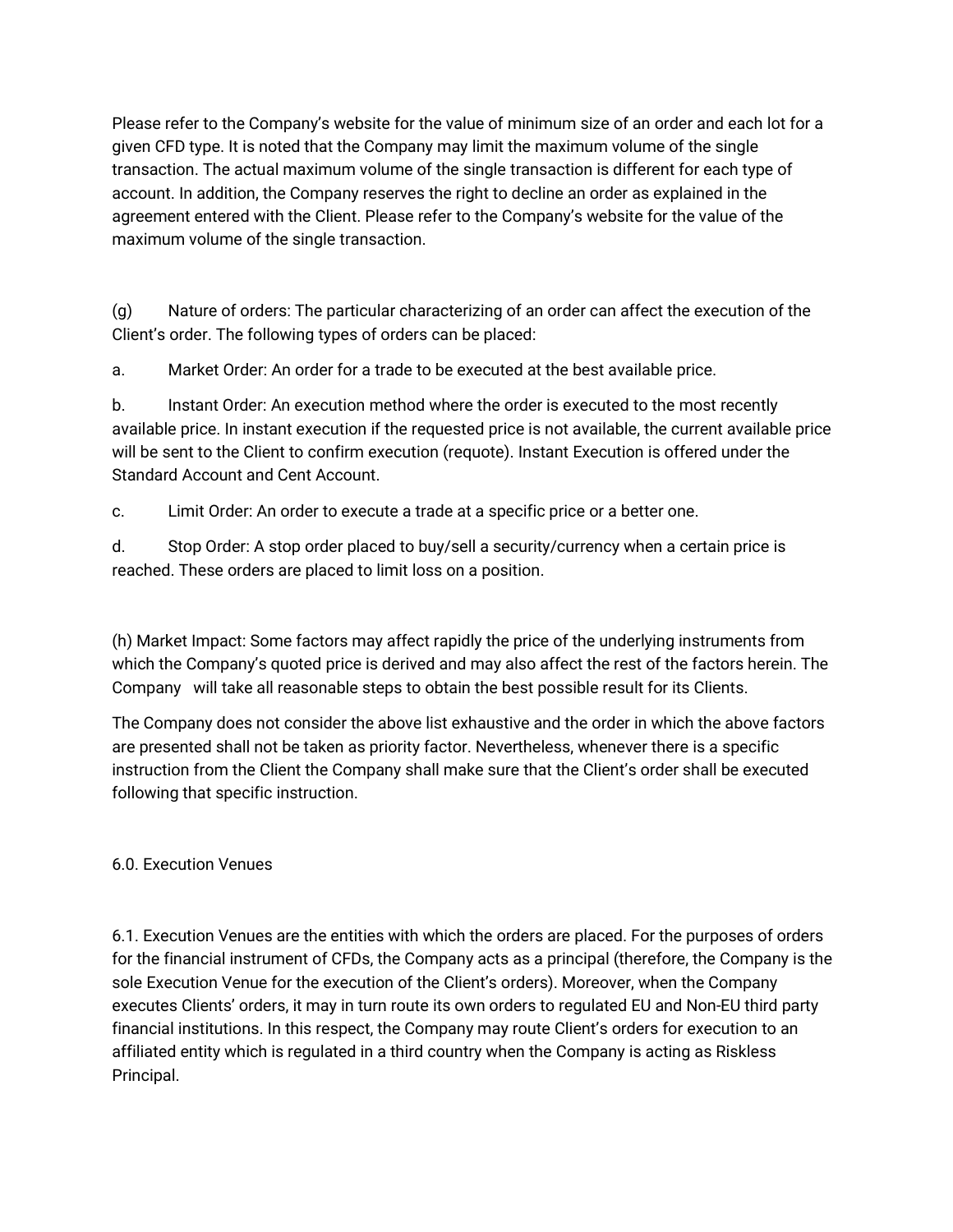Please refer to the Company's website for the value of minimum size of an order and each lot for a given CFD type. It is noted that the Company may limit the maximum volume of the single transaction. The actual maximum volume of the single transaction is different for each type of account. In addition, the Company reserves the right to decline an order as explained in the agreement entered with the Client. Please refer to the Company's website for the value of the maximum volume of the single transaction.

(g) Nature of orders: The particular characterizing of an order can affect the execution of the Client's order. The following types of orders can be placed:

a. Market Order: An order for a trade to be executed at the best available price.

b. Instant Order: An execution method where the order is executed to the most recently available price. In instant execution if the requested price is not available, the current available price will be sent to the Client to confirm execution (requote). Instant Execution is offered under the Standard Account and Cent Account.

c. Limit Order: An order to execute a trade at a specific price or a better one.

d. Stop Order: A stop order placed to buy/sell a security/currency when a certain price is reached. These orders are placed to limit loss on a position.

(h) Market Impact: Some factors may affect rapidly the price of the underlying instruments from which the Company's quoted price is derived and may also affect the rest of the factors herein. The Company will take all reasonable steps to obtain the best possible result for its Clients.

The Company does not consider the above list exhaustive and the order in which the above factors are presented shall not be taken as priority factor. Nevertheless, whenever there is a specific instruction from the Client the Company shall make sure that the Client's order shall be executed following that specific instruction.

6.0. Execution Venues

6.1. Execution Venues are the entities with which the orders are placed. For the purposes of orders for the financial instrument of CFDs, the Company acts as a principal (therefore, the Company is the sole Execution Venue for the execution of the Client's orders). Moreover, when the Company executes Clients' orders, it may in turn route its own orders to regulated EU and Non-EU third party financial institutions. In this respect, the Company may route Client's orders for execution to an affiliated entity which is regulated in a third country when the Company is acting as Riskless Principal.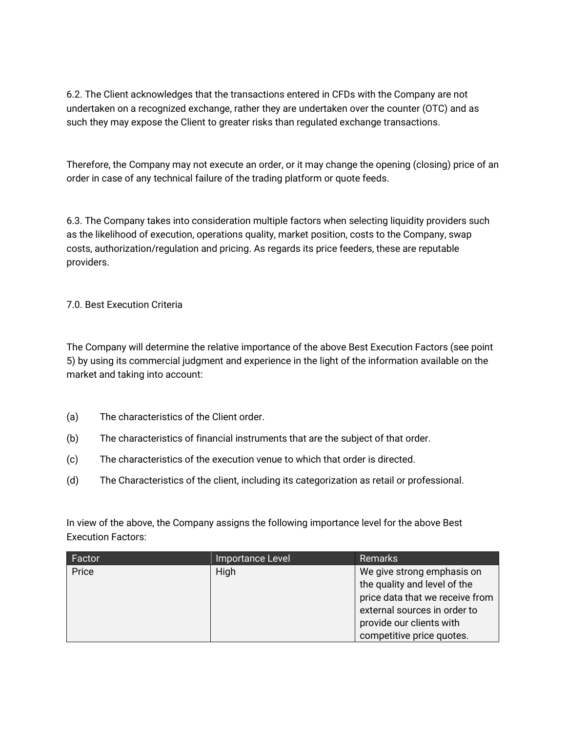6.2. The Client acknowledges that the transactions entered in CFDs with the Company are not undertaken on a recognized exchange, rather they are undertaken over the counter (OTC) and as such they may expose the Client to greater risks than regulated exchange transactions.

Therefore, the Company may not execute an order, or it may change the opening (closing) price of an order in case of any technical failure of the trading platform or quote feeds.

6.3. The Company takes into consideration multiple factors when selecting liquidity providers such as the likelihood of execution, operations quality, market position, costs to the Company, swap costs, authorization/regulation and pricing. As regards its price feeders, these are reputable providers.

7.0. Best Execution Criteria

The Company will determine the relative importance of the above Best Execution Factors (see point 5) by using its commercial judgment and experience in the light of the information available on the market and taking into account:

(a) The characteristics of the Client order.

(b) The characteristics of financial instruments that are the subject of that order.

(c) The characteristics of the execution venue to which that order is directed.

(d) The Characteristics of the client, including its categorization as retail or professional.

In view of the above, the Company assigns the following importance level for the above Best Execution Factors:

| Factor | Importance Level | Remarks |
| --- | --- | --- |
| Price | High | We give strong emphasis on the quality and level of the price data that we receive from external sources in order to provide our clients with competitive price quotes. |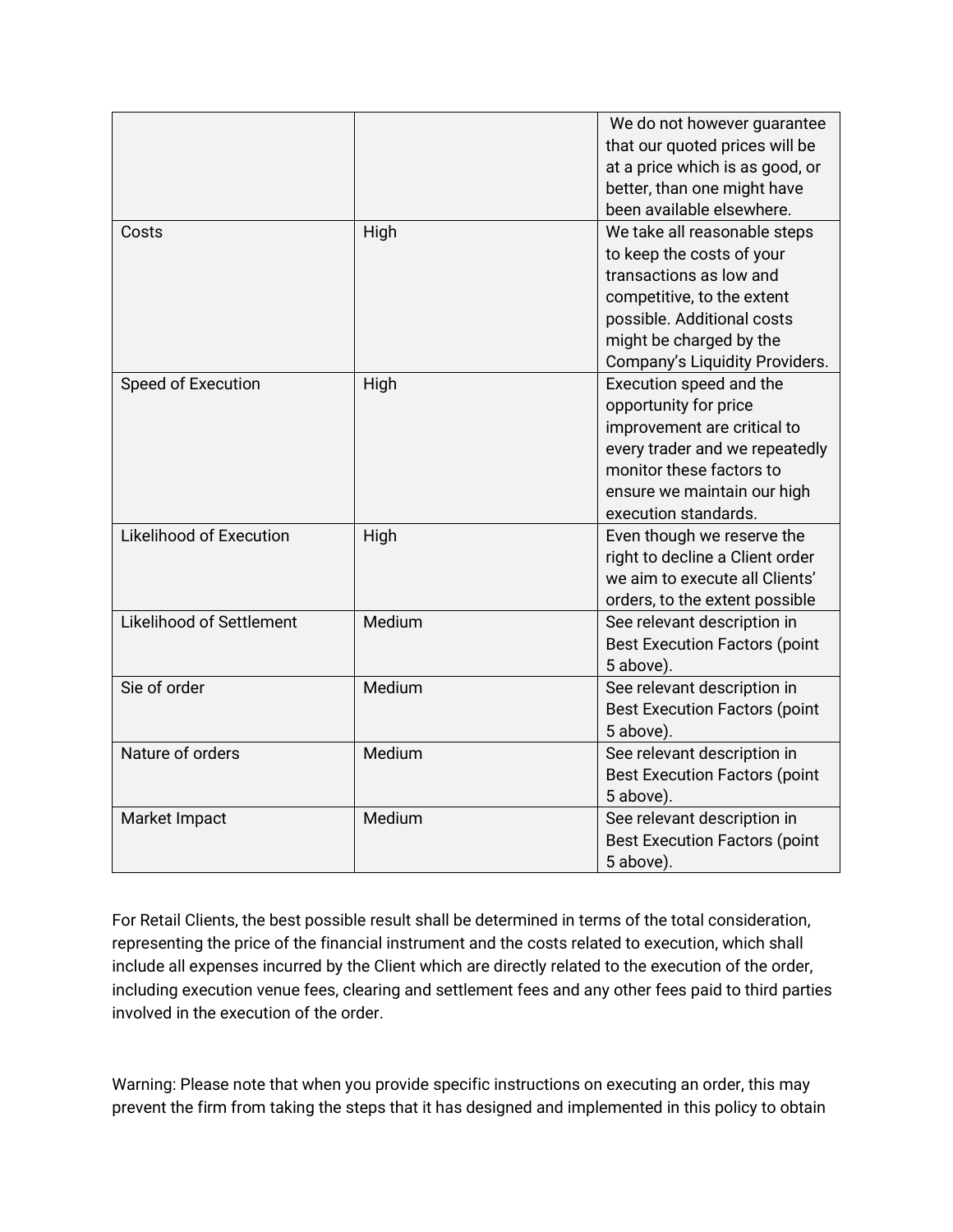| | | |
|---|---|---|
| | | We do not however guarantee that our quoted prices will be at a price which is as good, or better, than one might have been available elsewhere. |
| Costs | High | We take all reasonable steps to keep the costs of your transactions as low and competitive, to the extent possible. Additional costs might be charged by the Company's Liquidity Providers. |
| Speed of Execution | High | Execution speed and the opportunity for price improvement are critical to every trader and we repeatedly monitor these factors to ensure we maintain our high execution standards. |
| Likelihood of Execution | High | Even though we reserve the right to decline a Client order we aim to execute all Clients' orders, to the extent possible |
| Likelihood of Settlement | Medium | See relevant description in Best Execution Factors (point 5 above). |
| Sie of order | Medium | See relevant description in Best Execution Factors (point 5 above). |
| Nature of orders | Medium | See relevant description in Best Execution Factors (point 5 above). |
| Market Impact | Medium | See relevant description in Best Execution Factors (point 5 above). |

For Retail Clients, the best possible result shall be determined in terms of the total consideration, representing the price of the financial instrument and the costs related to execution, which shall include all expenses incurred by the Client which are directly related to the execution of the order, including execution venue fees, clearing and settlement fees and any other fees paid to third parties involved in the execution of the order.

Warning: Please note that when you provide specific instructions on executing an order, this may prevent the firm from taking the steps that it has designed and implemented in this policy to obtain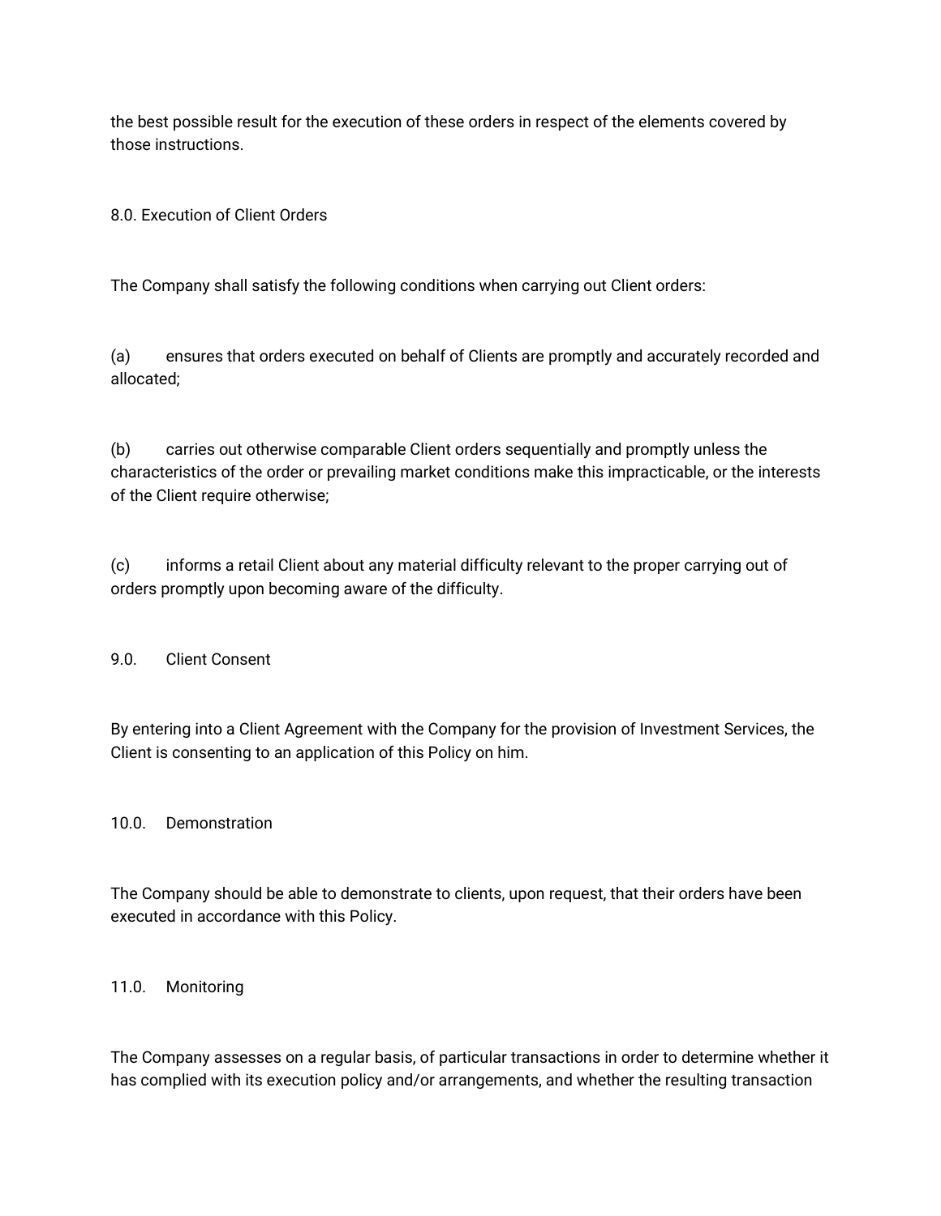the best possible result for the execution of these orders in respect of the elements covered by those instructions.

## 8.0. Execution of Client Orders

The Company shall satisfy the following conditions when carrying out Client orders:

(a) ensures that orders executed on behalf of Clients are promptly and accurately recorded and allocated;

(b) carries out otherwise comparable Client orders sequentially and promptly unless the characteristics of the order or prevailing market conditions make this impracticable, or the interests of the Client require otherwise;

(c) informs a retail Client about any material difficulty relevant to the proper carrying out of orders promptly upon becoming aware of the difficulty.

## 9.0. Client Consent

By entering into a Client Agreement with the Company for the provision of Investment Services, the Client is consenting to an application of this Policy on him.

## 10.0. Demonstration

The Company should be able to demonstrate to clients, upon request, that their orders have been executed in accordance with this Policy.

## 11.0. Monitoring

The Company assesses on a regular basis, of particular transactions in order to determine whether it has complied with its execution policy and/or arrangements, and whether the resulting transaction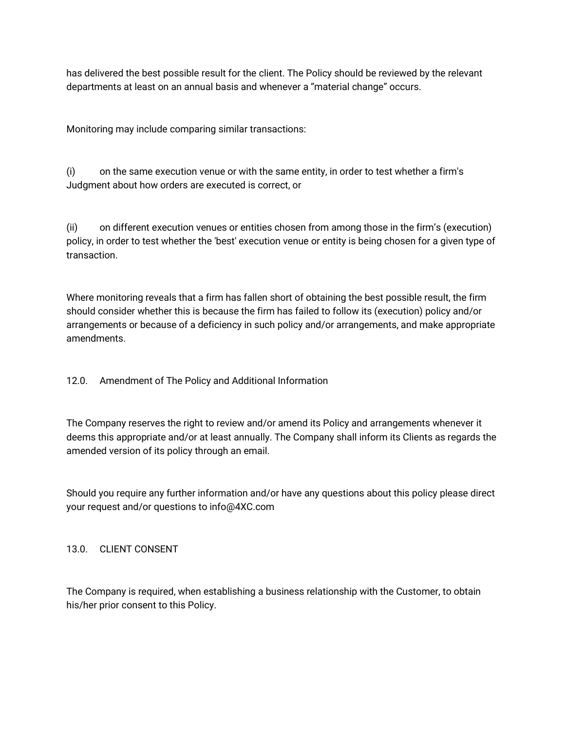has delivered the best possible result for the client. The Policy should be reviewed by the relevant departments at least on an annual basis and whenever a “material change” occurs.

Monitoring may include comparing similar transactions:

(i) on the same execution venue or with the same entity, in order to test whether a firm's Judgment about how orders are executed is correct, or

(ii) on different execution venues or entities chosen from among those in the firm’s (execution) policy, in order to test whether the 'best' execution venue or entity is being chosen for a given type of transaction.

Where monitoring reveals that a firm has fallen short of obtaining the best possible result, the firm should consider whether this is because the firm has failed to follow its (execution) policy and/or arrangements or because of a deficiency in such policy and/or arrangements, and make appropriate amendments.

## 12.0. Amendment of The Policy and Additional Information

The Company reserves the right to review and/or amend its Policy and arrangements whenever it deems this appropriate and/or at least annually. The Company shall inform its Clients as regards the amended version of its policy through an email.

Should you require any further information and/or have any questions about this policy please direct your request and/or questions to info@4XC.com

## 13.0. CLIENT CONSENT

The Company is required, when establishing a business relationship with the Customer, to obtain his/her prior consent to this Policy.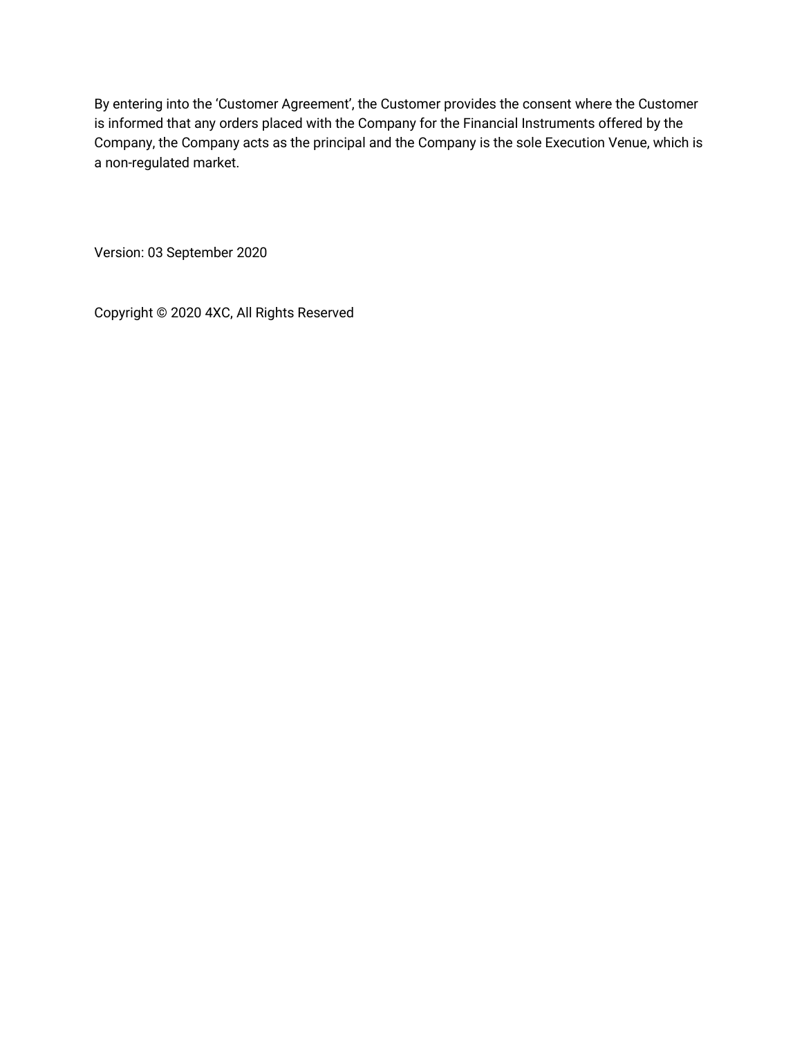By entering into the 'Customer Agreement', the Customer provides the consent where the Customer is informed that any orders placed with the Company for the Financial Instruments offered by the Company, the Company acts as the principal and the Company is the sole Execution Venue, which is a non-regulated market.

Version: 03 September 2020

Copyright © 2020 4XC, All Rights Reserved